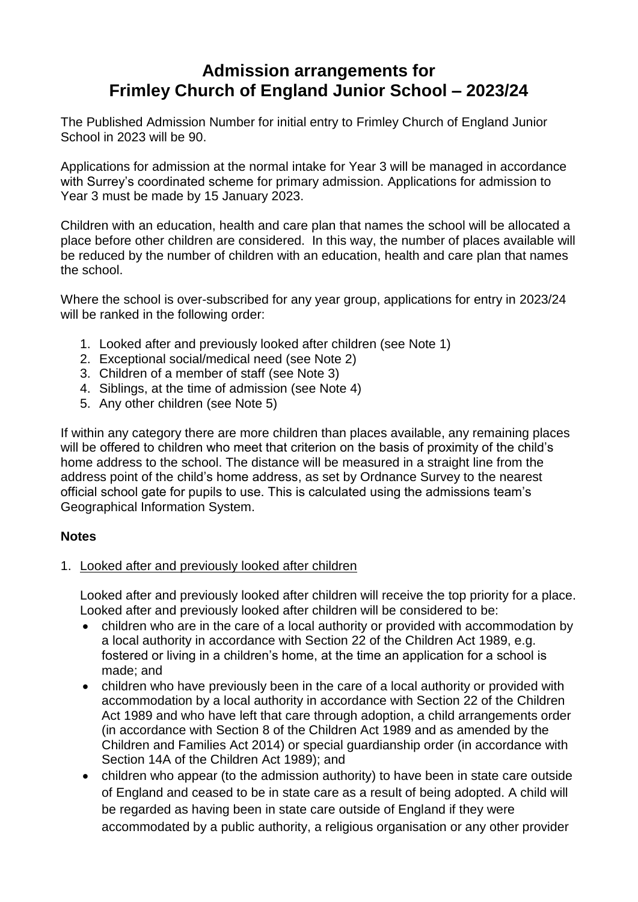# Admission arrangements for Frimley Church of England Junior School – 2023/24

The Published Admission Number for initial entry to Frimley Church of England Junior School in 2023 will be 90.

Applications for admission at the normal intake for Year 3 will be managed in accordance with Surrey's coordinated scheme for primary admission. Applications for admission to Year 3 must be made by 15 January 2023.

Children with an education, health and care plan that names the school will be allocated a place before other children are considered. In this way, the number of places available will be reduced by the number of children with an education, health and care plan that names the school.

Where the school is over-subscribed for any year group, applications for entry in 2023/24 will be ranked in the following order:

1. Looked after and previously looked after children (see Note 1)
2. Exceptional social/medical need (see Note 2)
3. Children of a member of staff (see Note 3)
4. Siblings, at the time of admission (see Note 4)
5. Any other children (see Note 5)

If within any category there are more children than places available, any remaining places will be offered to children who meet that criterion on the basis of proximity of the child's home address to the school. The distance will be measured in a straight line from the address point of the child's home address, as set by Ordnance Survey to the nearest official school gate for pupils to use. This is calculated using the admissions team's Geographical Information System.

**Notes**

1. Looked after and previously looked after children

   Looked after and previously looked after children will receive the top priority for a place. Looked after and previously looked after children will be considered to be:

   - children who are in the care of a local authority or provided with accommodation by a local authority in accordance with Section 22 of the Children Act 1989, e.g. fostered or living in a children's home, at the time an application for a school is made; and
   - children who have previously been in the care of a local authority or provided with accommodation by a local authority in accordance with Section 22 of the Children Act 1989 and who have left that care through adoption, a child arrangements order (in accordance with Section 8 of the Children Act 1989 and as amended by the Children and Families Act 2014) or special guardianship order (in accordance with Section 14A of the Children Act 1989); and
   - children who appear (to the admission authority) to have been in state care outside of England and ceased to be in state care as a result of being adopted. A child will be regarded as having been in state care outside of England if they were accommodated by a public authority, a religious organisation or any other provider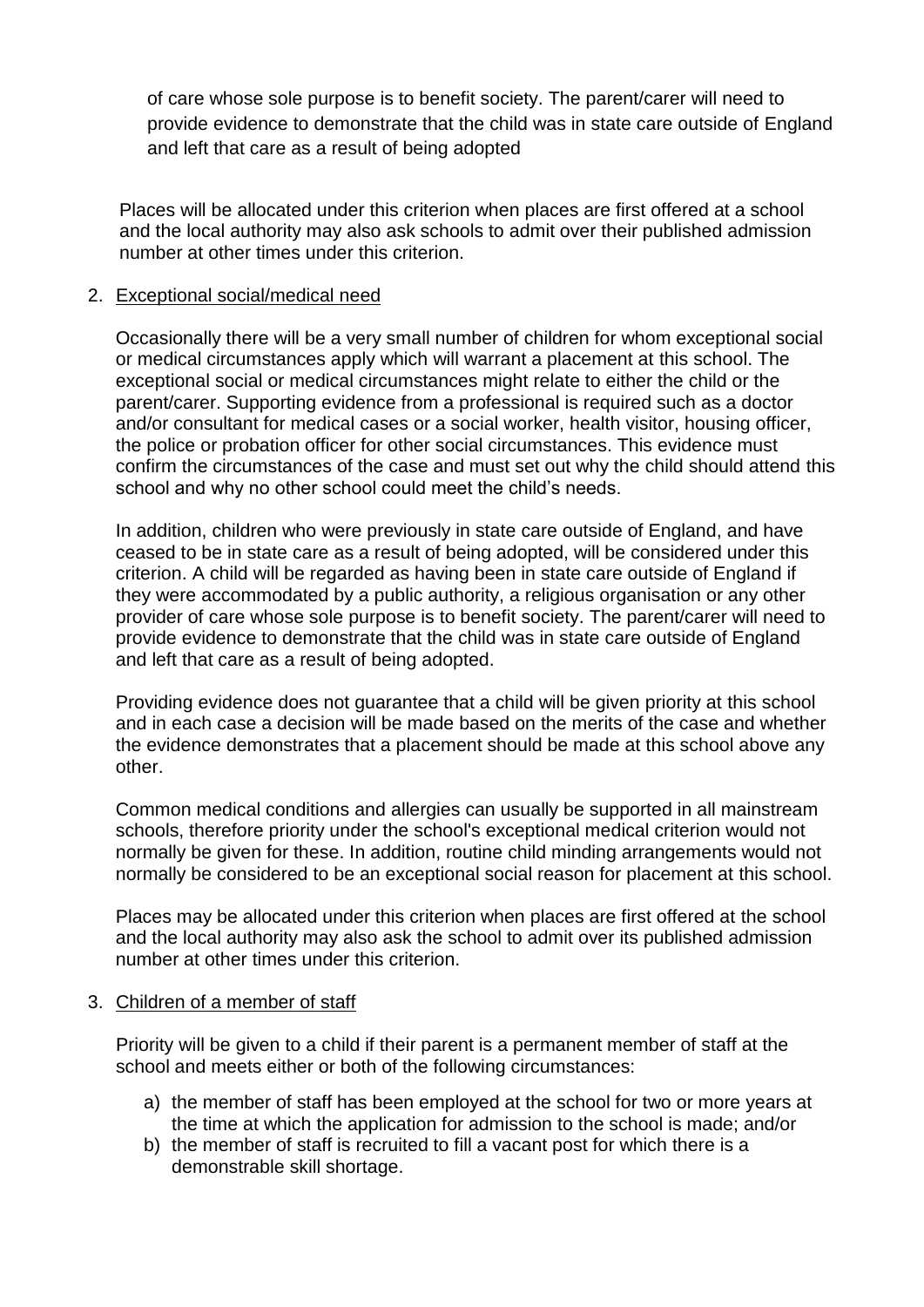of care whose sole purpose is to benefit society. The parent/carer will need to provide evidence to demonstrate that the child was in state care outside of England and left that care as a result of being adopted

Places will be allocated under this criterion when places are first offered at a school and the local authority may also ask schools to admit over their published admission number at other times under this criterion.

2. Exceptional social/medical need

   Occasionally there will be a very small number of children for whom exceptional social or medical circumstances apply which will warrant a placement at this school. The exceptional social or medical circumstances might relate to either the child or the parent/carer. Supporting evidence from a professional is required such as a doctor and/or consultant for medical cases or a social worker, health visitor, housing officer, the police or probation officer for other social circumstances. This evidence must confirm the circumstances of the case and must set out why the child should attend this school and why no other school could meet the child's needs.

   In addition, children who were previously in state care outside of England, and have ceased to be in state care as a result of being adopted, will be considered under this criterion. A child will be regarded as having been in state care outside of England if they were accommodated by a public authority, a religious organisation or any other provider of care whose sole purpose is to benefit society. The parent/carer will need to provide evidence to demonstrate that the child was in state care outside of England and left that care as a result of being adopted.

   Providing evidence does not guarantee that a child will be given priority at this school and in each case a decision will be made based on the merits of the case and whether the evidence demonstrates that a placement should be made at this school above any other.

   Common medical conditions and allergies can usually be supported in all mainstream schools, therefore priority under the school's exceptional medical criterion would not normally be given for these. In addition, routine child minding arrangements would not normally be considered to be an exceptional social reason for placement at this school.

   Places may be allocated under this criterion when places are first offered at the school and the local authority may also ask the school to admit over its published admission number at other times under this criterion.

3. Children of a member of staff

   Priority will be given to a child if their parent is a permanent member of staff at the school and meets either or both of the following circumstances:

   a) the member of staff has been employed at the school for two or more years at the time at which the application for admission to the school is made; and/or
   b) the member of staff is recruited to fill a vacant post for which there is a demonstrable skill shortage.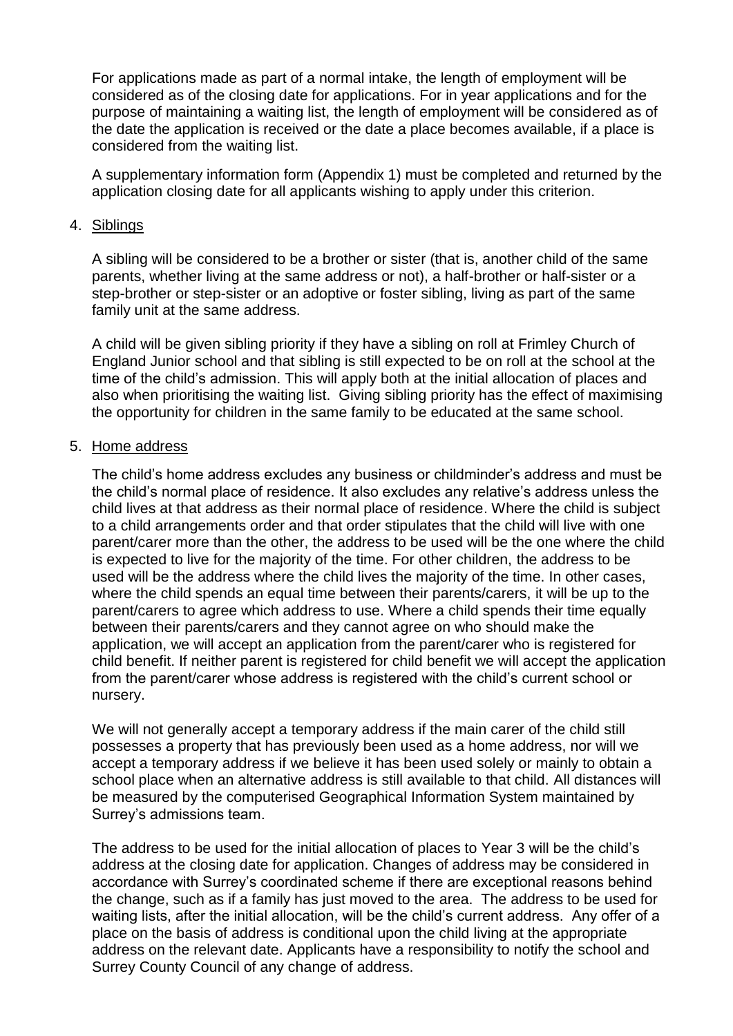For applications made as part of a normal intake, the length of employment will be considered as of the closing date for applications. For in year applications and for the purpose of maintaining a waiting list, the length of employment will be considered as of the date the application is received or the date a place becomes available, if a place is considered from the waiting list.

A supplementary information form (Appendix 1) must be completed and returned by the application closing date for all applicants wishing to apply under this criterion.

4. Siblings

A sibling will be considered to be a brother or sister (that is, another child of the same parents, whether living at the same address or not), a half-brother or half-sister or a step-brother or step-sister or an adoptive or foster sibling, living as part of the same family unit at the same address.

A child will be given sibling priority if they have a sibling on roll at Frimley Church of England Junior school and that sibling is still expected to be on roll at the school at the time of the child's admission. This will apply both at the initial allocation of places and also when prioritising the waiting list. Giving sibling priority has the effect of maximising the opportunity for children in the same family to be educated at the same school.

5. Home address

The child's home address excludes any business or childminder's address and must be the child's normal place of residence. It also excludes any relative's address unless the child lives at that address as their normal place of residence. Where the child is subject to a child arrangements order and that order stipulates that the child will live with one parent/carer more than the other, the address to be used will be the one where the child is expected to live for the majority of the time. For other children, the address to be used will be the address where the child lives the majority of the time. In other cases, where the child spends an equal time between their parents/carers, it will be up to the parent/carers to agree which address to use. Where a child spends their time equally between their parents/carers and they cannot agree on who should make the application, we will accept an application from the parent/carer who is registered for child benefit. If neither parent is registered for child benefit we will accept the application from the parent/carer whose address is registered with the child's current school or nursery.

We will not generally accept a temporary address if the main carer of the child still possesses a property that has previously been used as a home address, nor will we accept a temporary address if we believe it has been used solely or mainly to obtain a school place when an alternative address is still available to that child. All distances will be measured by the computerised Geographical Information System maintained by Surrey's admissions team.

The address to be used for the initial allocation of places to Year 3 will be the child's address at the closing date for application. Changes of address may be considered in accordance with Surrey's coordinated scheme if there are exceptional reasons behind the change, such as if a family has just moved to the area. The address to be used for waiting lists, after the initial allocation, will be the child's current address. Any offer of a place on the basis of address is conditional upon the child living at the appropriate address on the relevant date. Applicants have a responsibility to notify the school and Surrey County Council of any change of address.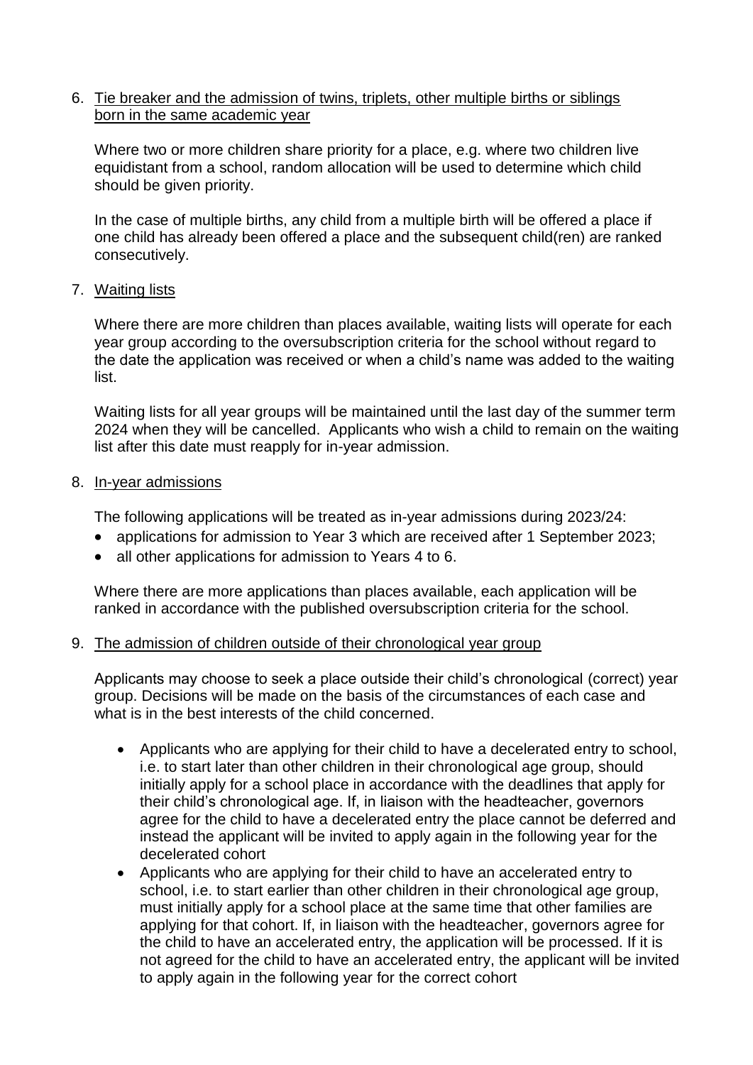6. <u>Tie breaker and the admission of twins, triplets, other multiple births or siblings born in the same academic year</u>

   Where two or more children share priority for a place, e.g. where two children live equidistant from a school, random allocation will be used to determine which child should be given priority.

   In the case of multiple births, any child from a multiple birth will be offered a place if one child has already been offered a place and the subsequent child(ren) are ranked consecutively.

7. <u>Waiting lists</u>

   Where there are more children than places available, waiting lists will operate for each year group according to the oversubscription criteria for the school without regard to the date the application was received or when a child's name was added to the waiting list.

   Waiting lists for all year groups will be maintained until the last day of the summer term 2024 when they will be cancelled. Applicants who wish a child to remain on the waiting list after this date must reapply for in-year admission.

8. <u>In-year admissions</u>

   The following applications will be treated as in-year admissions during 2023/24:
   - applications for admission to Year 3 which are received after 1 September 2023;
   - all other applications for admission to Years 4 to 6.

   Where there are more applications than places available, each application will be ranked in accordance with the published oversubscription criteria for the school.

9. <u>The admission of children outside of their chronological year group</u>

   Applicants may choose to seek a place outside their child's chronological (correct) year group. Decisions will be made on the basis of the circumstances of each case and what is in the best interests of the child concerned.

   - Applicants who are applying for their child to have a decelerated entry to school, i.e. to start later than other children in their chronological age group, should initially apply for a school place in accordance with the deadlines that apply for their child's chronological age. If, in liaison with the headteacher, governors agree for the child to have a decelerated entry the place cannot be deferred and instead the applicant will be invited to apply again in the following year for the decelerated cohort
   - Applicants who are applying for their child to have an accelerated entry to school, i.e. to start earlier than other children in their chronological age group, must initially apply for a school place at the same time that other families are applying for that cohort. If, in liaison with the headteacher, governors agree for the child to have an accelerated entry, the application will be processed. If it is not agreed for the child to have an accelerated entry, the applicant will be invited to apply again in the following year for the correct cohort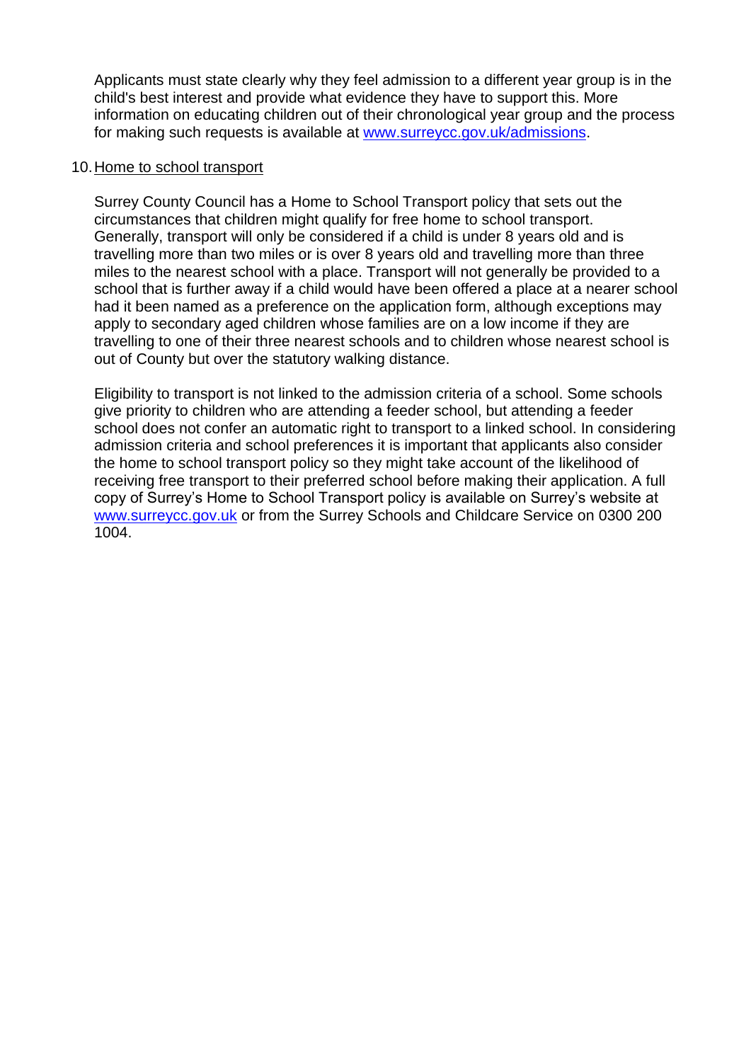Applicants must state clearly why they feel admission to a different year group is in the child's best interest and provide what evidence they have to support this. More information on educating children out of their chronological year group and the process for making such requests is available at [www.surreycc.gov.uk/admissions](http://www.surreycc.gov.uk/admissions).

10. Home to school transport

Surrey County Council has a Home to School Transport policy that sets out the circumstances that children might qualify for free home to school transport. Generally, transport will only be considered if a child is under 8 years old and is travelling more than two miles or is over 8 years old and travelling more than three miles to the nearest school with a place. Transport will not generally be provided to a school that is further away if a child would have been offered a place at a nearer school had it been named as a preference on the application form, although exceptions may apply to secondary aged children whose families are on a low income if they are travelling to one of their three nearest schools and to children whose nearest school is out of County but over the statutory walking distance.

Eligibility to transport is not linked to the admission criteria of a school. Some schools give priority to children who are attending a feeder school, but attending a feeder school does not confer an automatic right to transport to a linked school. In considering admission criteria and school preferences it is important that applicants also consider the home to school transport policy so they might take account of the likelihood of receiving free transport to their preferred school before making their application. A full copy of Surrey's Home to School Transport policy is available on Surrey's website at [www.surreycc.gov.uk](http://www.surreycc.gov.uk) or from the Surrey Schools and Childcare Service on 0300 200 1004.